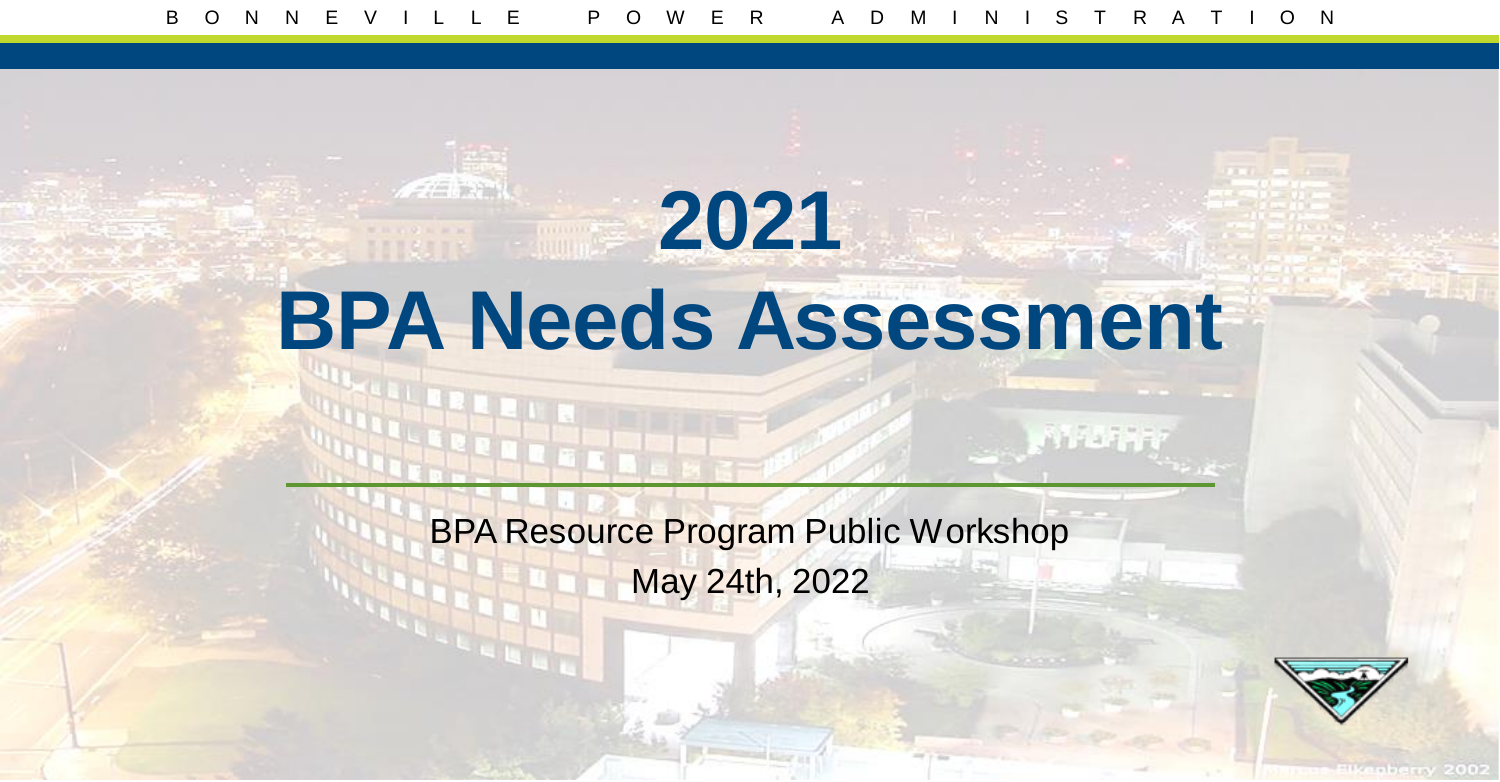# 2021 BPA Needs Assessment

BPA Resource Program Public Workshop

May 24th, 2022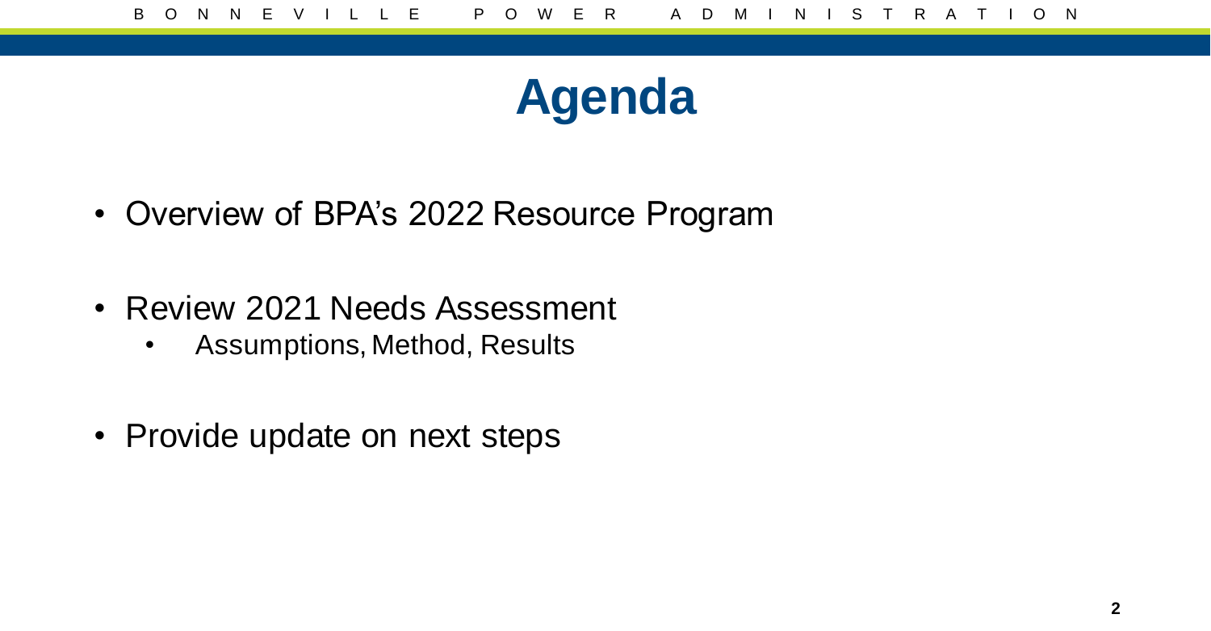# Agenda

- Overview of BPA's 2022 Resource Program
- Review 2021 Needs Assessment
  - Assumptions, Method, Results
- Provide update on next steps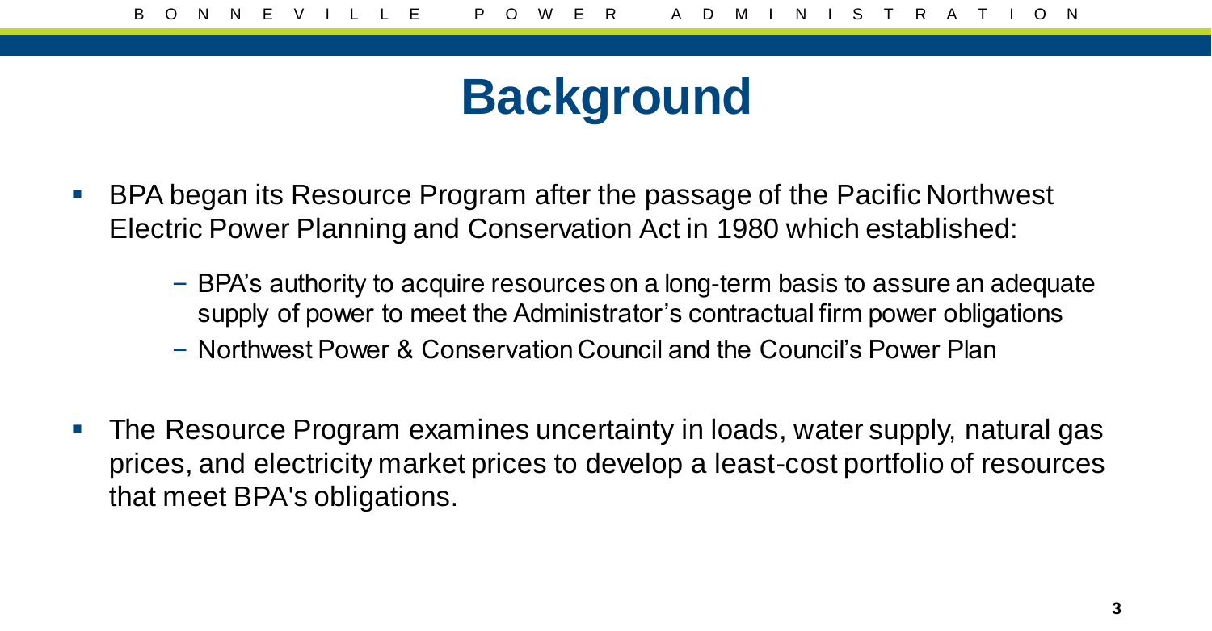# Background

- BPA began its Resource Program after the passage of the Pacific Northwest Electric Power Planning and Conservation Act in 1980 which established:
  - BPA's authority to acquire resources on a long-term basis to assure an adequate supply of power to meet the Administrator's contractual firm power obligations
  - Northwest Power & Conservation Council and the Council's Power Plan
- The Resource Program examines uncertainty in loads, water supply, natural gas prices, and electricity market prices to develop a least-cost portfolio of resources that meet BPA's obligations.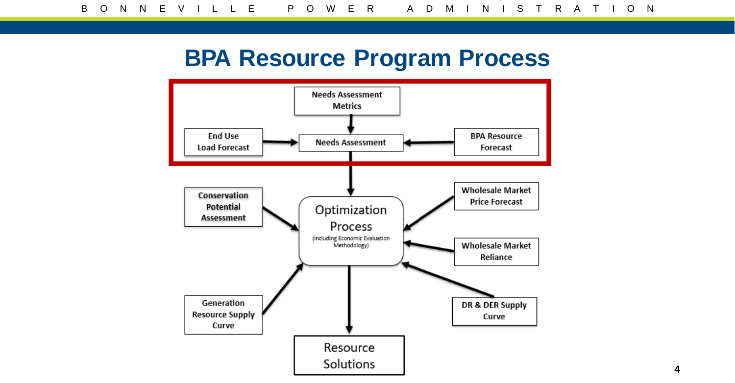# BPA Resource Program Process

Needs Assessment Metrics

End Use Load Forecast

Needs Assessment

BPA Resource Forecast

Conservation Potential Assessment

Optimization Process
(including Economic Evaluation Methodology)

Wholesale Market Price Forecast

Wholesale Market Reliance

Generation Resource Supply Curve

DR & DER Supply Curve

Resource Solutions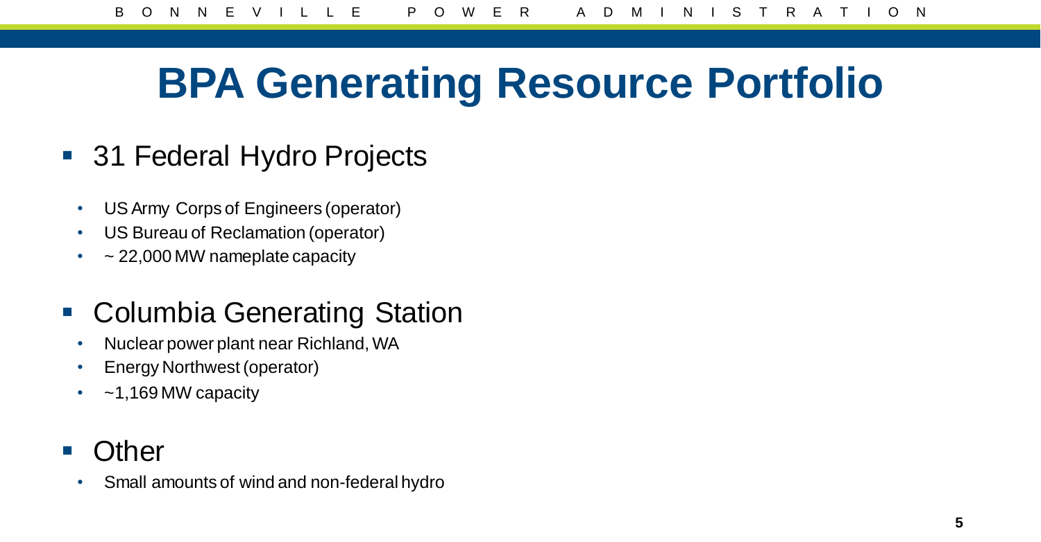# BPA Generating Resource Portfolio

- 31 Federal Hydro Projects
  - US Army Corps of Engineers (operator)
  - US Bureau of Reclamation (operator)
  - ~ 22,000 MW nameplate capacity
- Columbia Generating Station
  - Nuclear power plant near Richland, WA
  - Energy Northwest (operator)
  - ~1,169 MW capacity
- Other
  - Small amounts of wind and non-federal hydro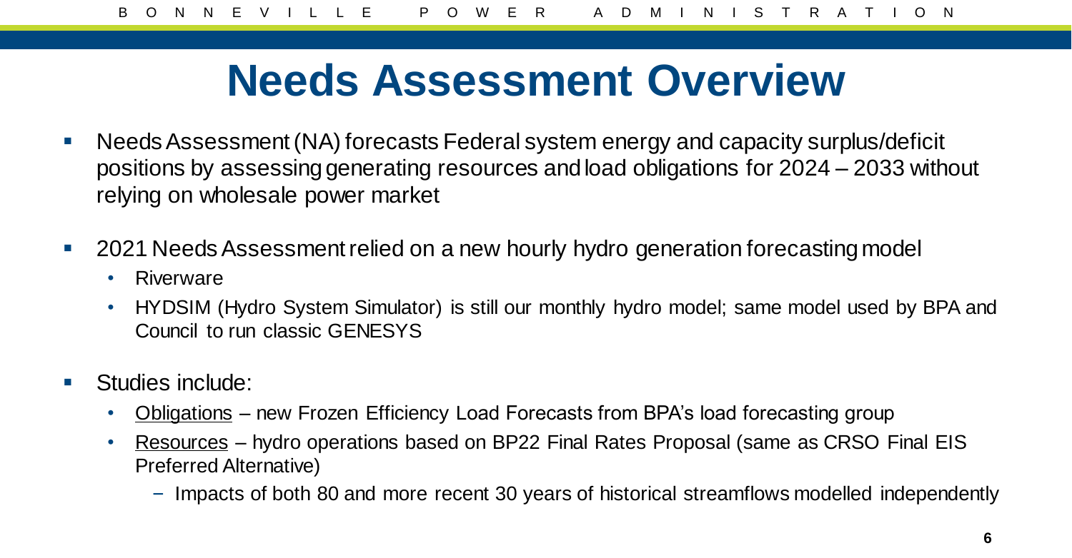# Needs Assessment Overview

- Needs Assessment (NA) forecasts Federal system energy and capacity surplus/deficit positions by assessing generating resources and load obligations for 2024 – 2033 without relying on wholesale power market
- 2021 Needs Assessment relied on a new hourly hydro generation forecasting model
  - Riverware
  - HYDSIM (Hydro System Simulator) is still our monthly hydro model; same model used by BPA and Council to run classic GENESYS
- Studies include:
  - Obligations – new Frozen Efficiency Load Forecasts from BPA's load forecasting group
  - Resources – hydro operations based on BP22 Final Rates Proposal (same as CRSO Final EIS Preferred Alternative)
    - Impacts of both 80 and more recent 30 years of historical streamflows modelled independently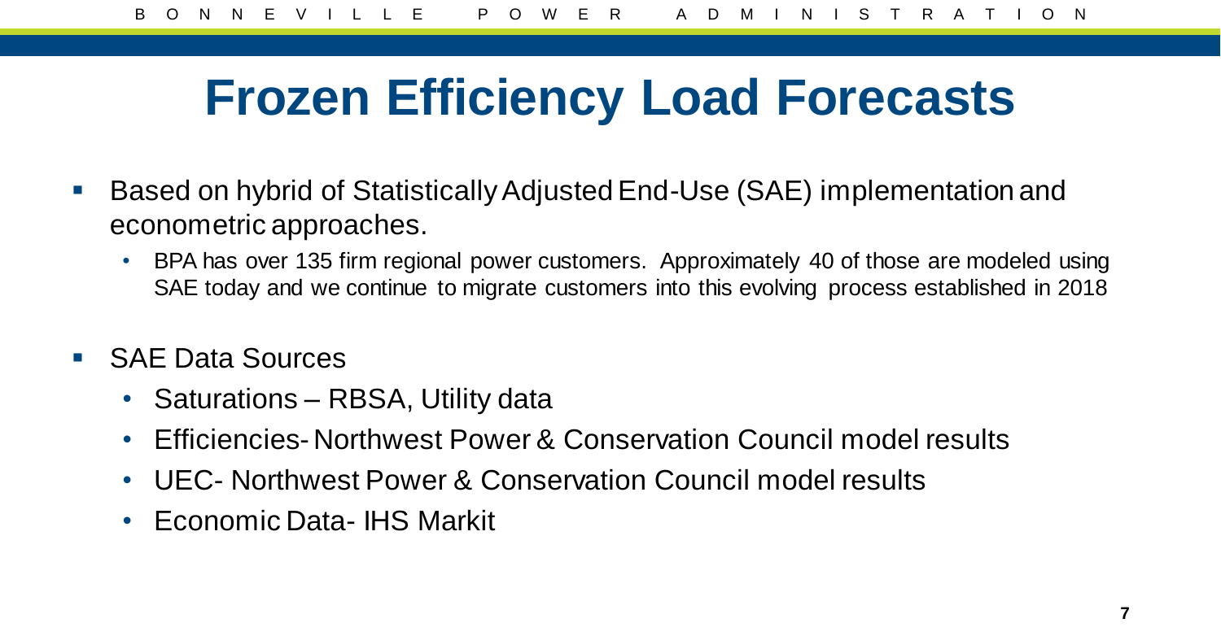# Frozen Efficiency Load Forecasts

- Based on hybrid of Statistically Adjusted End-Use (SAE) implementation and econometric approaches.
  - BPA has over 135 firm regional power customers. Approximately 40 of those are modeled using SAE today and we continue to migrate customers into this evolving process established in 2018
- SAE Data Sources
  - Saturations – RBSA, Utility data
  - Efficiencies- Northwest Power & Conservation Council model results
  - UEC- Northwest Power & Conservation Council model results
  - Economic Data- IHS Markit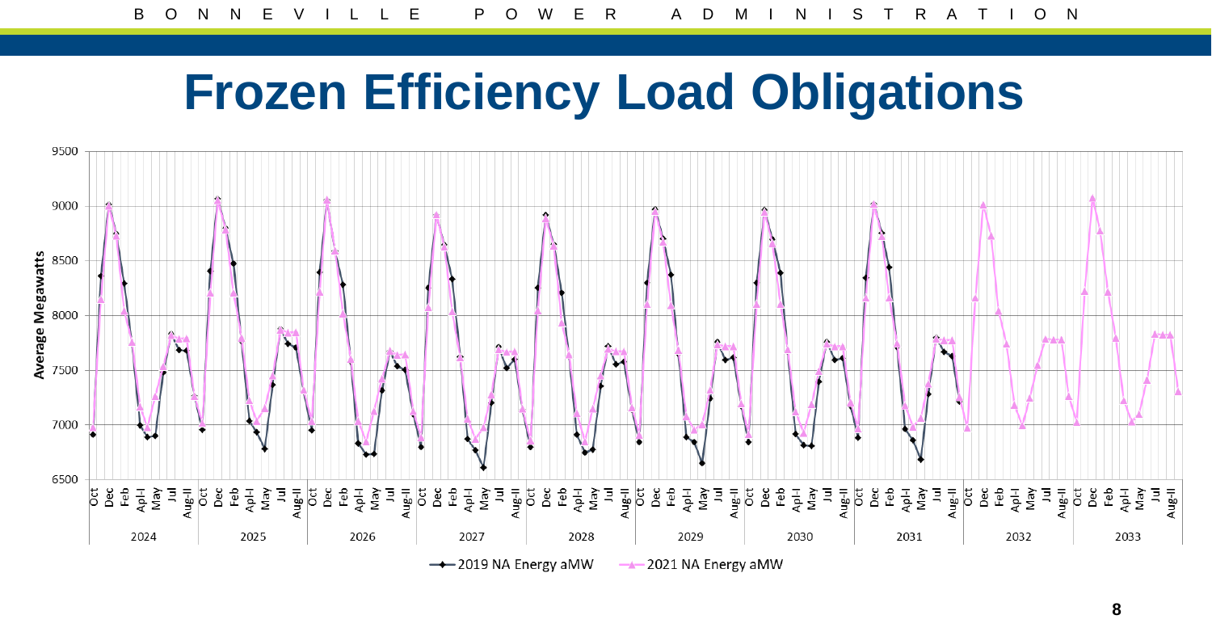# Frozen Efficiency Load Obligations

Average Megawatts

9500
9000
8500
8000
7500
7000
6500

Oct Dec Feb Apl-I May Jul Aug-II

2024 2025 2026 2027 2028 2029 2030 2031 2032 2033

2019 NA Energy aMW — 2021 NA Energy aMW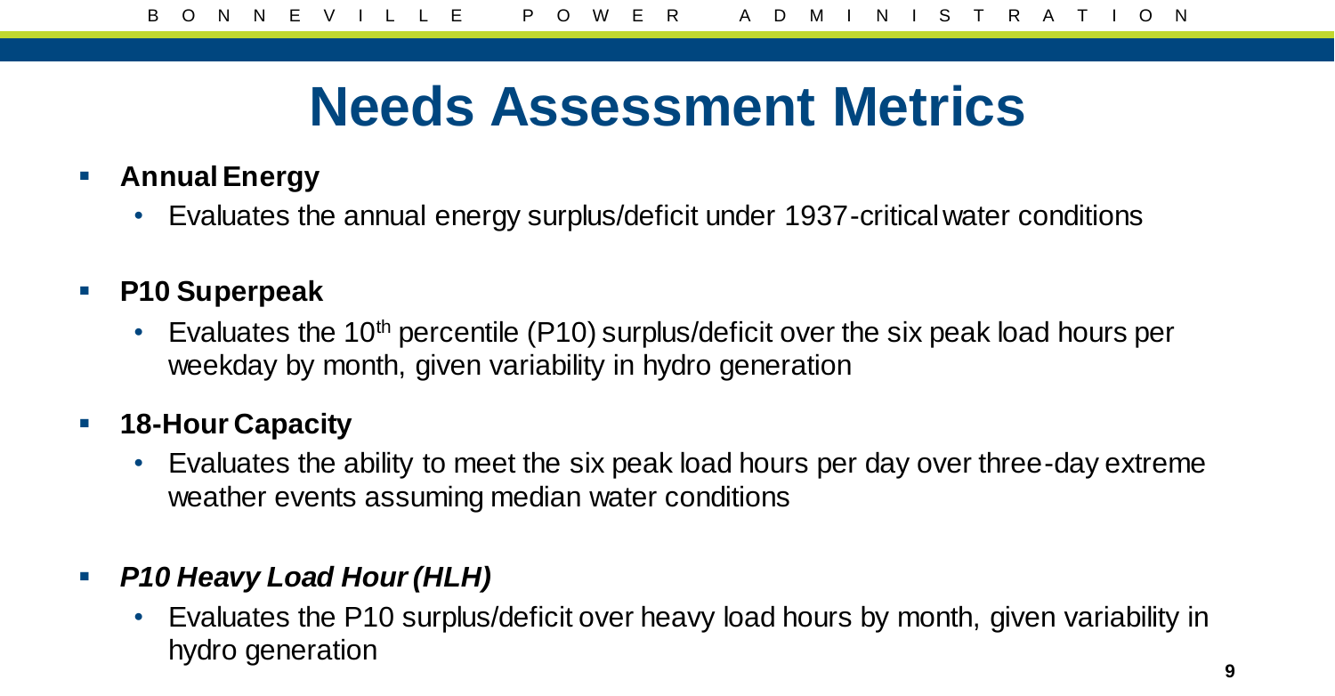# Needs Assessment Metrics

- **Annual Energy**
  - Evaluates the annual energy surplus/deficit under 1937-critical water conditions
- **P10 Superpeak**
  - Evaluates the $10^{th}$ percentile (P10) surplus/deficit over the six peak load hours per weekday by month, given variability in hydro generation
- **18-Hour Capacity**
  - Evaluates the ability to meet the six peak load hours per day over three-day extreme weather events assuming median water conditions
- ***P10 Heavy Load Hour (HLH)***
  - Evaluates the P10 surplus/deficit over heavy load hours by month, given variability in hydro generation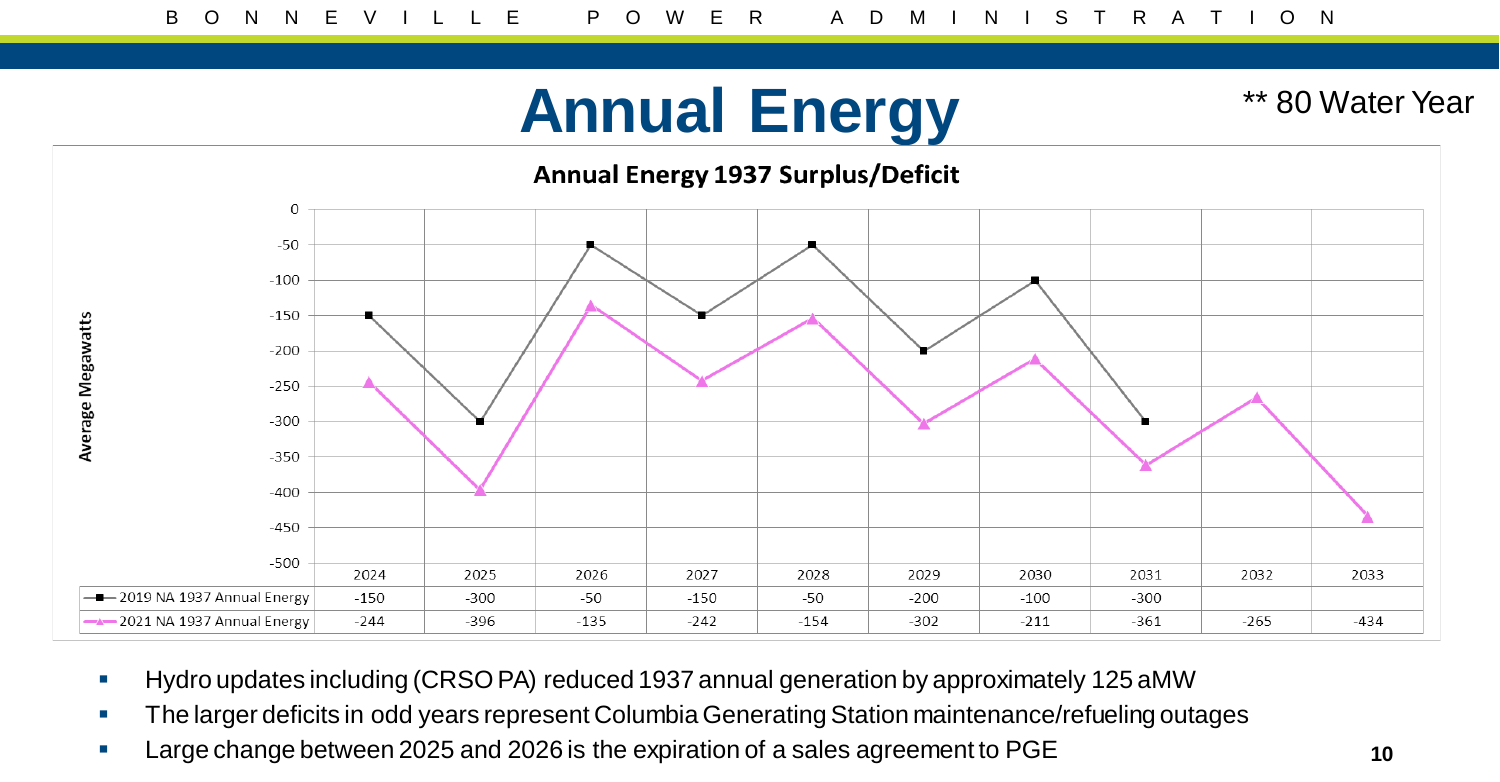# Annual Energy

** 80 Water Year

**Annual Energy 1937 Surplus/Deficit**

| | 2024 | 2025 | 2026 | 2027 | 2028 | 2029 | 2030 | 2031 | 2032 | 2033 |
|---|---|---|---|---|---|---|---|---|---|---|
| 2019 NA 1937 Annual Energy | -150 | -300 | -50 | -150 | -50 | -200 | -100 | -300 | | |
| 2021 NA 1937 Annual Energy | -244 | -396 | -135 | -242 | -154 | -302 | -211 | -361 | -265 | -434 |

Average Megawatts

- Hydro updates including (CRSO PA) reduced 1937 annual generation by approximately 125 aMW
- The larger deficits in odd years represent Columbia Generating Station maintenance/refueling outages
- Large change between 2025 and 2026 is the expiration of a sales agreement to PGE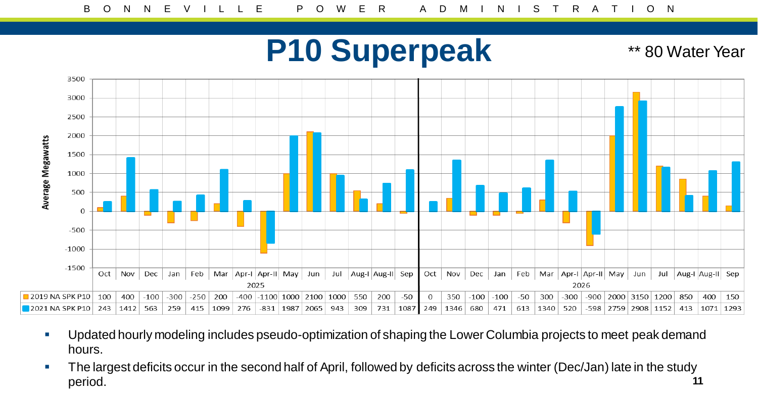# P10 Superpeak

** 80 Water Year

| | Oct | Nov | Dec | Jan | Feb | Mar | Apr-I | Apr-II | May | Jun | Jul | Aug-I | Aug-II | Sep | Oct | Nov | Dec | Jan | Feb | Mar | Apr-I | Apr-II | May | Jun | Jul | Aug-I | Aug-II | Sep |
|---|---|---|---|---|---|---|---|---|---|---|---|---|---|---|---|---|---|---|---|---|---|---|---|---|---|---|---|---|
| | 2025 | | | | | | | | | | | | | | 2026 | | | | | | | | | | | | | |
| 2019 NA SPK P10 | 100 | 400 | -100 | -300 | -250 | 200 | -400 | -1100 | 1000 | 2100 | 1000 | 550 | 200 | -50 | 0 | 350 | -100 | -100 | -50 | 300 | -300 | -900 | 2000 | 3150 | 1200 | 850 | 400 | 150 |
| 2021 NA SPK P10 | 243 | 1412 | 563 | 259 | 415 | 1099 | 276 | -831 | 1987 | 2065 | 943 | 309 | 731 | 1087 | 249 | 1346 | 680 | 471 | 613 | 1340 | 520 | -598 | 2759 | 2908 | 1152 | 413 | 1071 | 1293 |

- Updated hourly modeling includes pseudo-optimization of shaping the Lower Columbia projects to meet peak demand hours.
- The largest deficits occur in the second half of April, followed by deficits across the winter (Dec/Jan) late in the study period.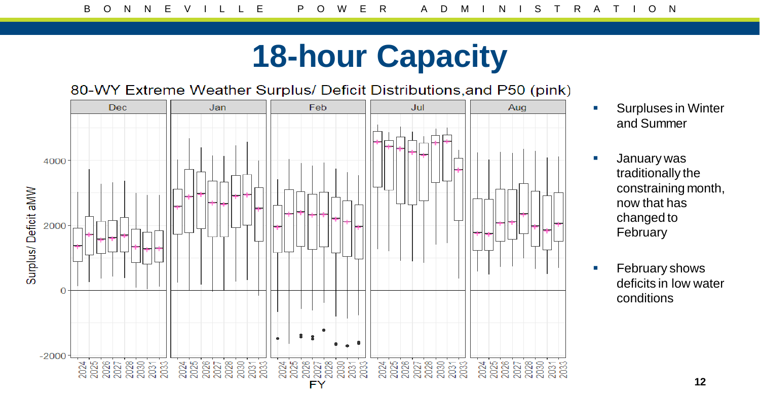# 18-hour Capacity

80-WY Extreme Weather Surplus/ Deficit Distributions,and P50 (pink)

- Surpluses in Winter and Summer
- January was traditionally the constraining month, now that has changed to February
- February shows deficits in low water conditions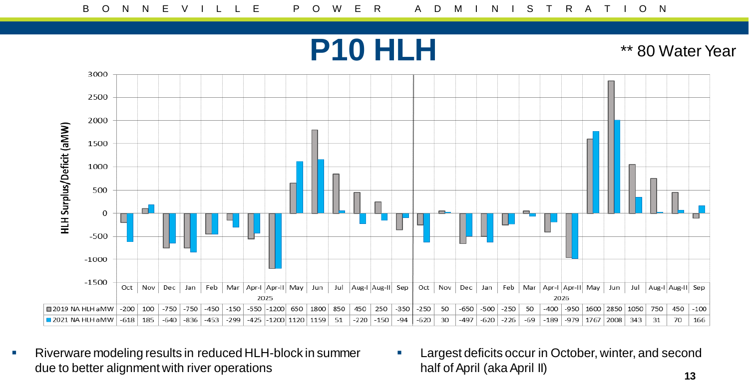# P10 HLH

** 80 Water Year

HLH Surplus/Deficit (aMW)

| | Oct | Nov | Dec | Jan | Feb | Mar | Apr-I | Apr-II | May | Jun | Jul | Aug-I | Aug-II | Sep | Oct | Nov | Dec | Jan | Feb | Mar | Apr-I | Apr-II | May | Jun | Jul | Aug-I | Aug-II | Sep |
|---|---|---|---|---|---|---|---|---|---|---|---|---|---|---|---|---|---|---|---|---|---|---|---|---|---|---|---|---|
| | 2025 | | | | | | | | | | | | | | 2026 | | | | | | | | | | | | | |
| 2019 NA HLH aMW | -200 | 100 | -750 | -750 | -450 | -150 | -550 | -1200 | 650 | 1800 | 850 | 450 | 250 | -350 | -250 | 50 | -650 | -500 | -250 | 50 | -400 | -950 | 1600 | 2850 | 1050 | 750 | 450 | -100 |
| 2021 NA HLH aMW | -618 | 185 | -640 | -836 | -453 | -299 | -425 | -1200 | 1120 | 1159 | 51 | -220 | -150 | -94 | -620 | 30 | -497 | -620 | -226 | -69 | -189 | -979 | 1767 | 2008 | 343 | 31 | 70 | 166 |

- Riverware modeling results in reduced HLH-block in summer due to better alignment with river operations
- Largest deficits occur in October, winter, and second half of April (aka April II)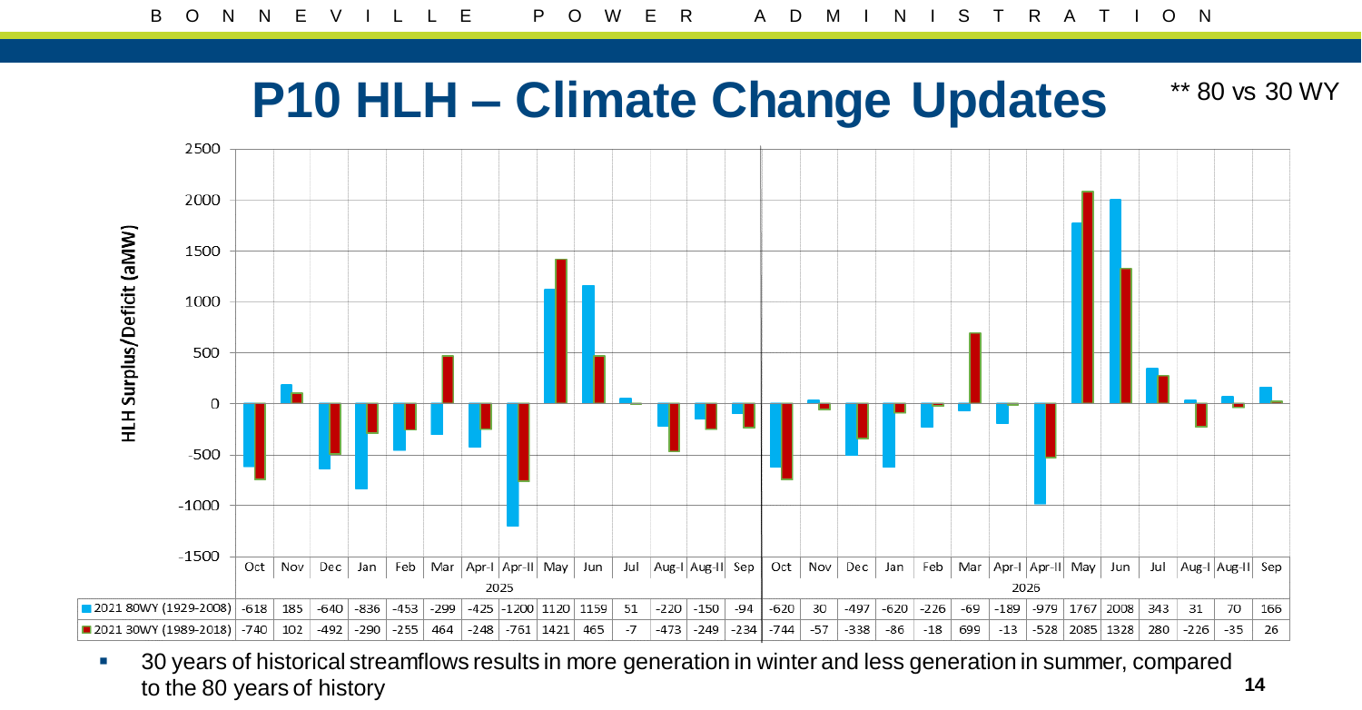# P10 HLH – Climate Change Updates

** 80 vs 30 WY

| | Oct | Nov | Dec | Jan | Feb | Mar | Apr-I | Apr-II | May | Jun | Jul | Aug-I | Aug-II | Sep | Oct | Nov | Dec | Jan | Feb | Mar | Apr-I | Apr-II | May | Jun | Jul | Aug-I | Aug-II | Sep |
|---|---|---|---|---|---|---|---|---|---|---|---|---|---|---|---|---|---|---|---|---|---|---|---|---|---|---|---|---|
| | 2025 | | | | | | | | | | | | | | 2026 | | | | | | | | | | | | | |
| 2021 80WY (1929-2008) | -618 | 185 | -640 | -836 | -453 | -299 | -425 | -1200 | 1120 | 1159 | 51 | -220 | -150 | -94 | -620 | 30 | -497 | -620 | -226 | -69 | -189 | -979 | 1767 | 2008 | 343 | 31 | 70 | 166 |
| 2021 30WY (1989-2018) | -740 | 102 | -492 | -290 | -255 | 464 | -248 | -761 | 1421 | 465 | -7 | -473 | -249 | -234 | -744 | -57 | -338 | -86 | -18 | 699 | -13 | -528 | 2085 | 1328 | 280 | -226 | -35 | 26 |

- 30 years of historical streamflows results in more generation in winter and less generation in summer, compared to the 80 years of history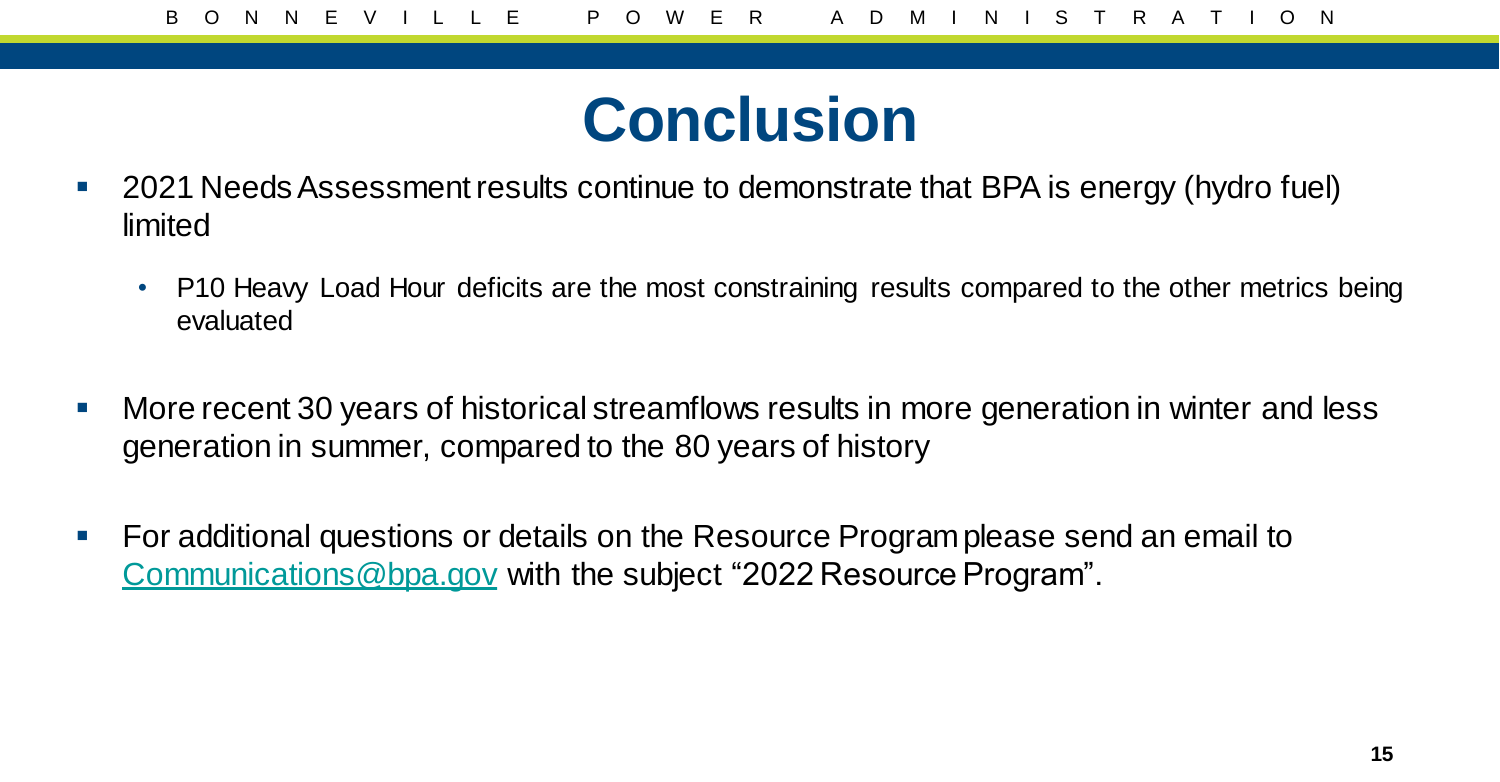# Conclusion

- 2021 Needs Assessment results continue to demonstrate that BPA is energy (hydro fuel) limited
  - P10 Heavy Load Hour deficits are the most constraining results compared to the other metrics being evaluated
- More recent 30 years of historical streamflows results in more generation in winter and less generation in summer, compared to the 80 years of history
- For additional questions or details on the Resource Program please send an email to [Communications@bpa.gov](mailto:Communications@bpa.gov) with the subject "2022 Resource Program".